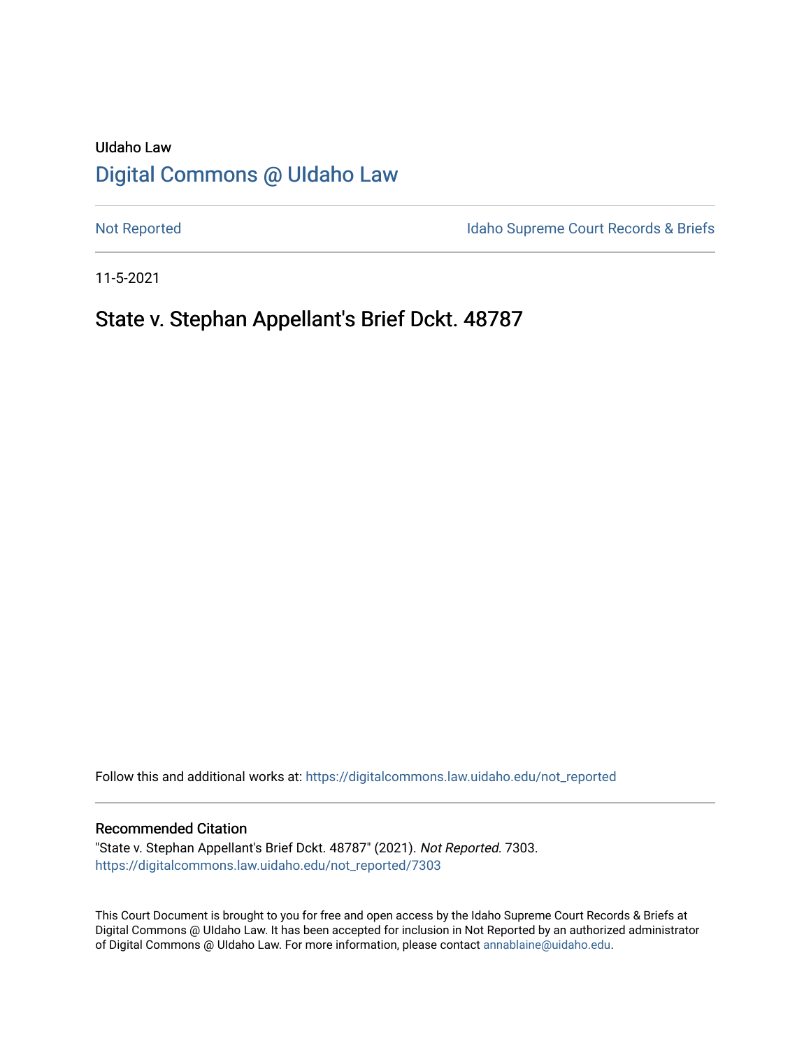UIdaho Law

# Digital Commons @ UIdaho Law

Not Reported

Idaho Supreme Court Records & Briefs

11-5-2021

## State v. Stephan Appellant's Brief Dckt. 48787

Follow this and additional works at: https://digitalcommons.law.uidaho.edu/not_reported

### Recommended Citation

"State v. Stephan Appellant's Brief Dckt. 48787" (2021). *Not Reported*. 7303.
https://digitalcommons.law.uidaho.edu/not_reported/7303

This Court Document is brought to you for free and open access by the Idaho Supreme Court Records & Briefs at Digital Commons @ UIdaho Law. It has been accepted for inclusion in Not Reported by an authorized administrator of Digital Commons @ UIdaho Law. For more information, please contact annablaine@uidaho.edu.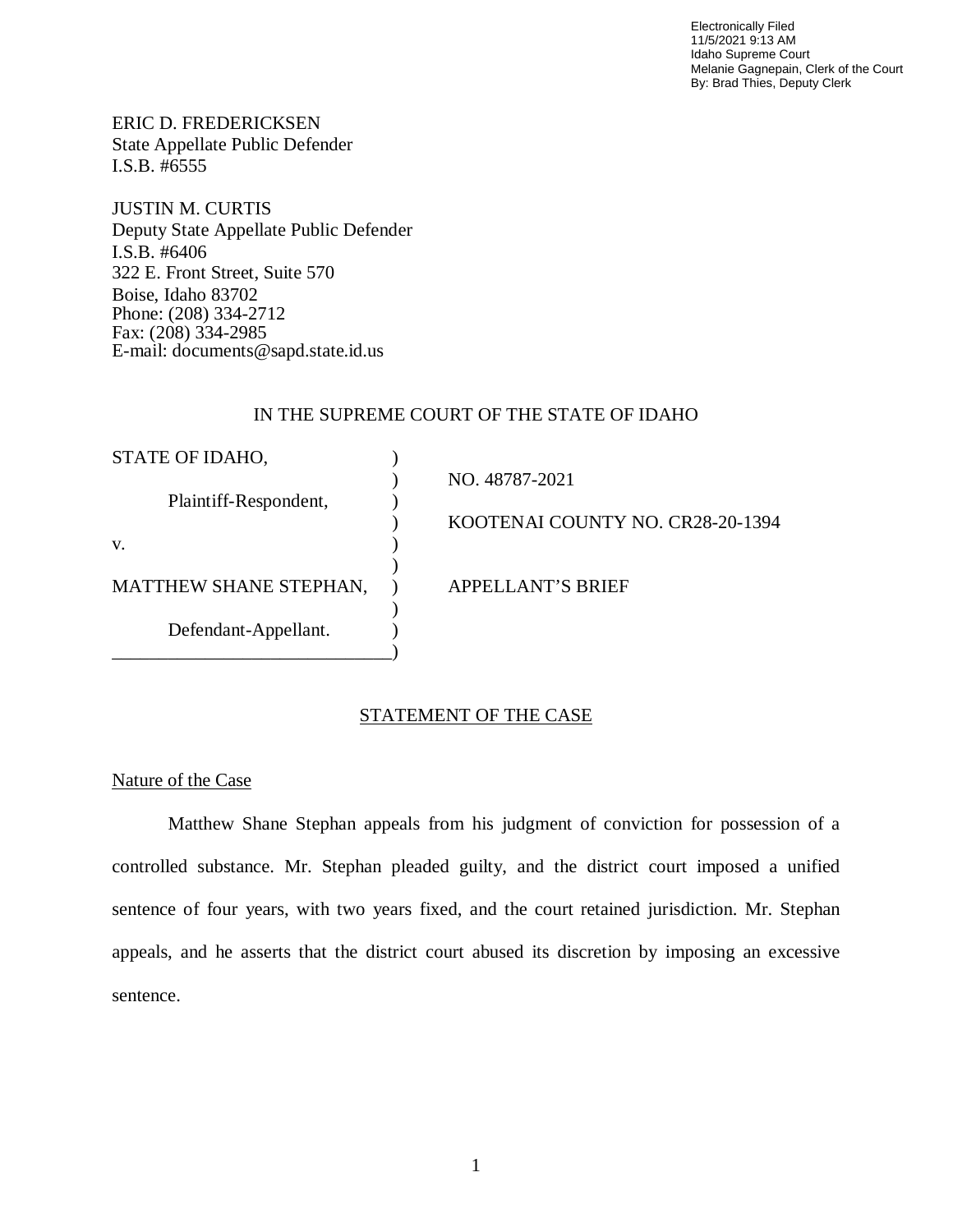Electronically Filed
11/5/2021 9:13 AM
Idaho Supreme Court
Melanie Gagnepain, Clerk of the Court
By: Brad Thies, Deputy Clerk

ERIC D. FREDERICKSEN
State Appellate Public Defender
I.S.B. #6555

JUSTIN M. CURTIS
Deputy State Appellate Public Defender
I.S.B. #6406
322 E. Front Street, Suite 570
Boise, Idaho 83702
Phone: (208) 334-2712
Fax: (208) 334-2985
E-mail: documents@sapd.state.id.us

IN THE SUPREME COURT OF THE STATE OF IDAHO

| | |
|---|---|
| STATE OF IDAHO, Plaintiff-Respondent, | NO. 48787-2021 |
| v. | KOOTENAI COUNTY NO. CR28-20-1394 |
| MATTHEW SHANE STEPHAN, Defendant-Appellant. | APPELLANT'S BRIEF |

## STATEMENT OF THE CASE

### Nature of the Case

Matthew Shane Stephan appeals from his judgment of conviction for possession of a controlled substance. Mr. Stephan pleaded guilty, and the district court imposed a unified sentence of four years, with two years fixed, and the court retained jurisdiction. Mr. Stephan appeals, and he asserts that the district court abused its discretion by imposing an excessive sentence.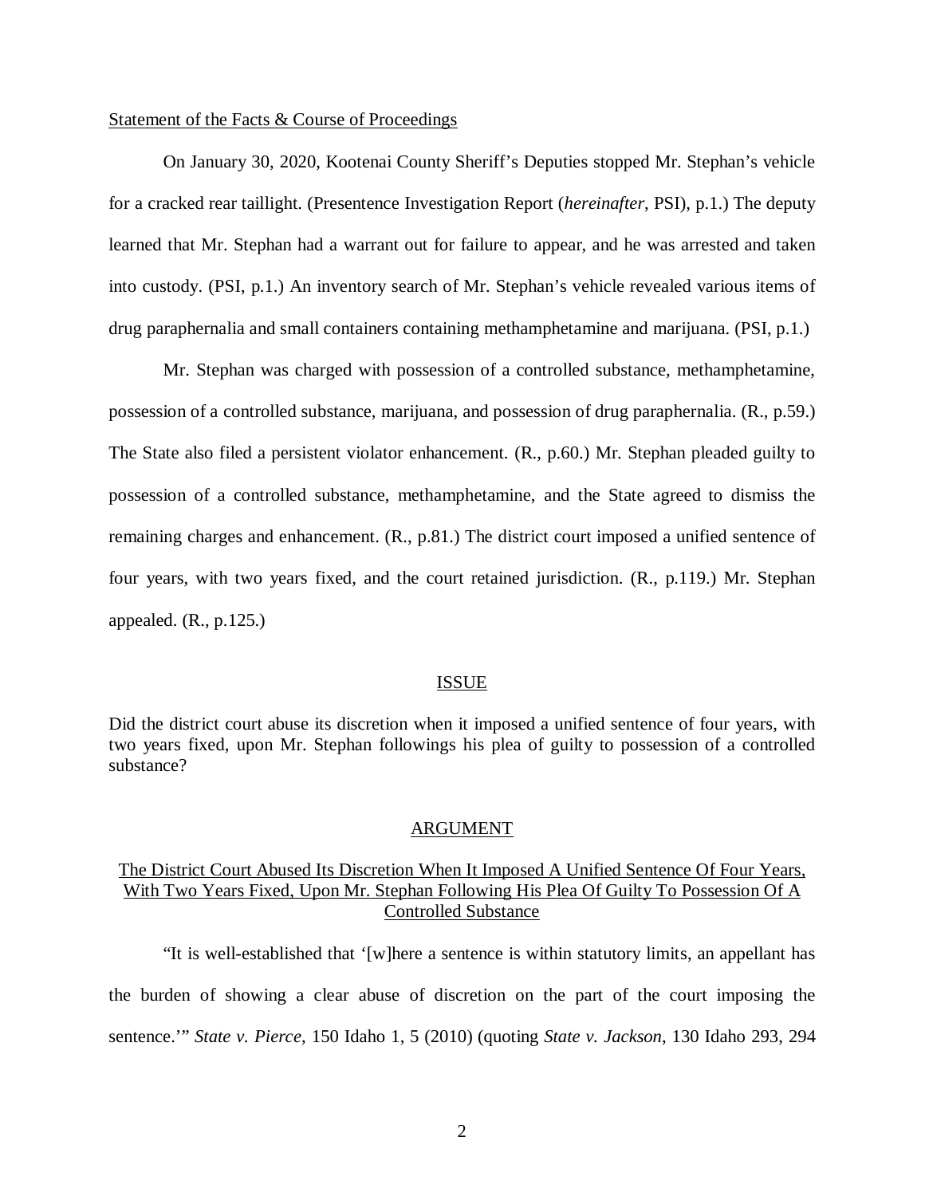Statement of the Facts & Course of Proceedings

On January 30, 2020, Kootenai County Sheriff's Deputies stopped Mr. Stephan's vehicle for a cracked rear taillight. (Presentence Investigation Report (*hereinafter*, PSI), p.1.) The deputy learned that Mr. Stephan had a warrant out for failure to appear, and he was arrested and taken into custody. (PSI, p.1.) An inventory search of Mr. Stephan's vehicle revealed various items of drug paraphernalia and small containers containing methamphetamine and marijuana. (PSI, p.1.)

Mr. Stephan was charged with possession of a controlled substance, methamphetamine, possession of a controlled substance, marijuana, and possession of drug paraphernalia. (R., p.59.) The State also filed a persistent violator enhancement. (R., p.60.) Mr. Stephan pleaded guilty to possession of a controlled substance, methamphetamine, and the State agreed to dismiss the remaining charges and enhancement. (R., p.81.) The district court imposed a unified sentence of four years, with two years fixed, and the court retained jurisdiction. (R., p.119.) Mr. Stephan appealed. (R., p.125.)

## ISSUE

Did the district court abuse its discretion when it imposed a unified sentence of four years, with two years fixed, upon Mr. Stephan followings his plea of guilty to possession of a controlled substance?

## ARGUMENT

### The District Court Abused Its Discretion When It Imposed A Unified Sentence Of Four Years, With Two Years Fixed, Upon Mr. Stephan Following His Plea Of Guilty To Possession Of A Controlled Substance

"It is well-established that '[w]here a sentence is within statutory limits, an appellant has the burden of showing a clear abuse of discretion on the part of the court imposing the sentence.'" *State v. Pierce*, 150 Idaho 1, 5 (2010) (quoting *State v. Jackson*, 130 Idaho 293, 294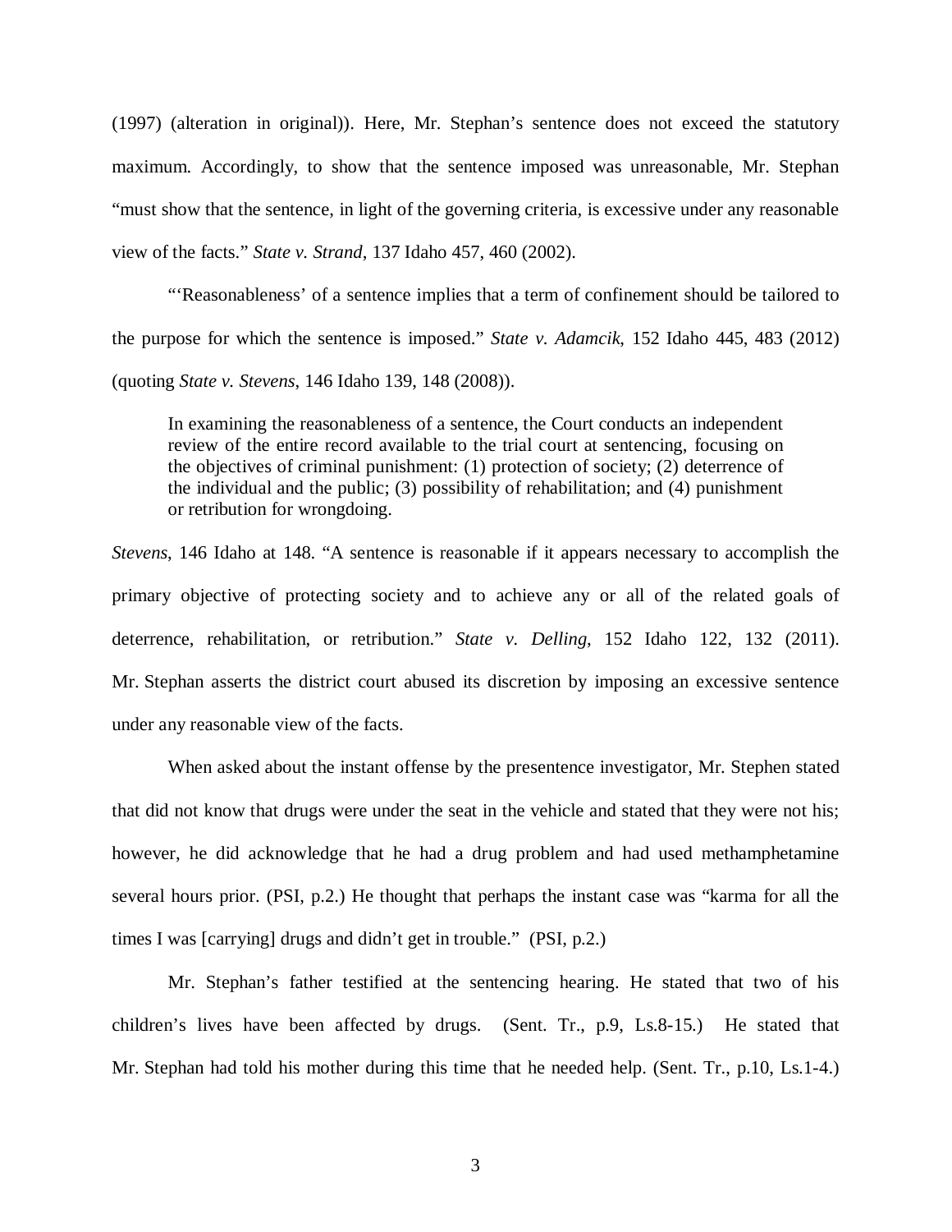(1997) (alteration in original)). Here, Mr. Stephan's sentence does not exceed the statutory maximum. Accordingly, to show that the sentence imposed was unreasonable, Mr. Stephan "must show that the sentence, in light of the governing criteria, is excessive under any reasonable view of the facts." *State v. Strand*, 137 Idaho 457, 460 (2002).

"'Reasonableness' of a sentence implies that a term of confinement should be tailored to the purpose for which the sentence is imposed." *State v. Adamcik*, 152 Idaho 445, 483 (2012) (quoting *State v. Stevens*, 146 Idaho 139, 148 (2008)).

> In examining the reasonableness of a sentence, the Court conducts an independent review of the entire record available to the trial court at sentencing, focusing on the objectives of criminal punishment: (1) protection of society; (2) deterrence of the individual and the public; (3) possibility of rehabilitation; and (4) punishment or retribution for wrongdoing.

*Stevens*, 146 Idaho at 148. "A sentence is reasonable if it appears necessary to accomplish the primary objective of protecting society and to achieve any or all of the related goals of deterrence, rehabilitation, or retribution." *State v. Delling*, 152 Idaho 122, 132 (2011). Mr. Stephan asserts the district court abused its discretion by imposing an excessive sentence under any reasonable view of the facts.

When asked about the instant offense by the presentence investigator, Mr. Stephen stated that did not know that drugs were under the seat in the vehicle and stated that they were not his; however, he did acknowledge that he had a drug problem and had used methamphetamine several hours prior. (PSI, p.2.) He thought that perhaps the instant case was "karma for all the times I was [carrying] drugs and didn't get in trouble." (PSI, p.2.)

Mr. Stephan's father testified at the sentencing hearing. He stated that two of his children's lives have been affected by drugs. (Sent. Tr., p.9, Ls.8-15.) He stated that Mr. Stephan had told his mother during this time that he needed help. (Sent. Tr., p.10, Ls.1-4.)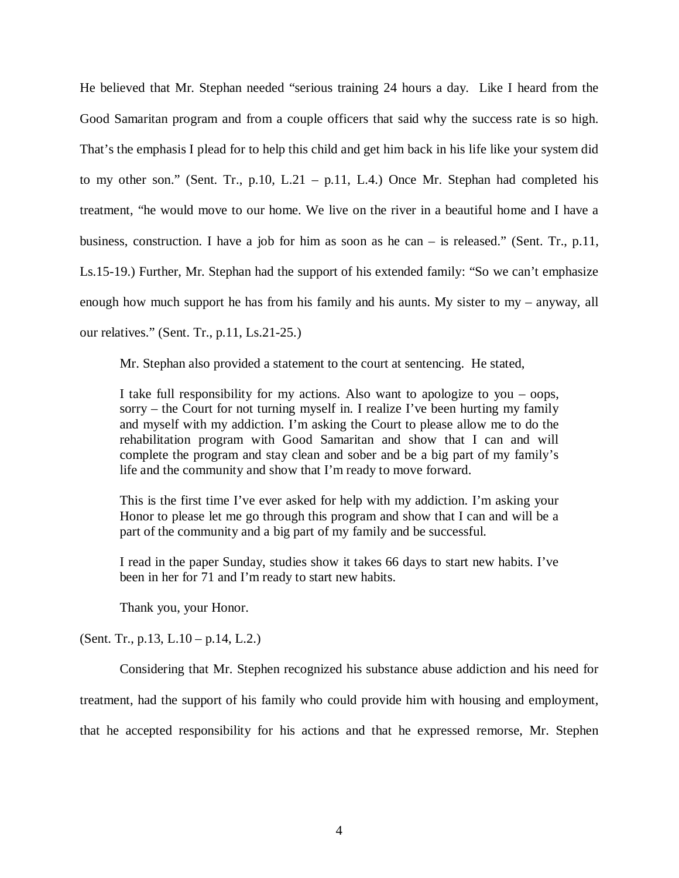He believed that Mr. Stephan needed "serious training 24 hours a day. Like I heard from the Good Samaritan program and from a couple officers that said why the success rate is so high. That's the emphasis I plead for to help this child and get him back in his life like your system did to my other son." (Sent. Tr., p.10, L.21 – p.11, L.4.) Once Mr. Stephan had completed his treatment, "he would move to our home. We live on the river in a beautiful home and I have a business, construction. I have a job for him as soon as he can – is released." (Sent. Tr., p.11, Ls.15-19.) Further, Mr. Stephan had the support of his extended family: "So we can't emphasize enough how much support he has from his family and his aunts. My sister to my – anyway, all our relatives." (Sent. Tr., p.11, Ls.21-25.)

Mr. Stephan also provided a statement to the court at sentencing. He stated,

> I take full responsibility for my actions. Also want to apologize to you – oops, sorry – the Court for not turning myself in. I realize I've been hurting my family and myself with my addiction. I'm asking the Court to please allow me to do the rehabilitation program with Good Samaritan and show that I can and will complete the program and stay clean and sober and be a big part of my family's life and the community and show that I'm ready to move forward.
>
> This is the first time I've ever asked for help with my addiction. I'm asking your Honor to please let me go through this program and show that I can and will be a part of the community and a big part of my family and be successful.
>
> I read in the paper Sunday, studies show it takes 66 days to start new habits. I've been in her for 71 and I'm ready to start new habits.
>
> Thank you, your Honor.

(Sent. Tr., p.13, L.10 – p.14, L.2.)

Considering that Mr. Stephen recognized his substance abuse addiction and his need for treatment, had the support of his family who could provide him with housing and employment, that he accepted responsibility for his actions and that he expressed remorse, Mr. Stephen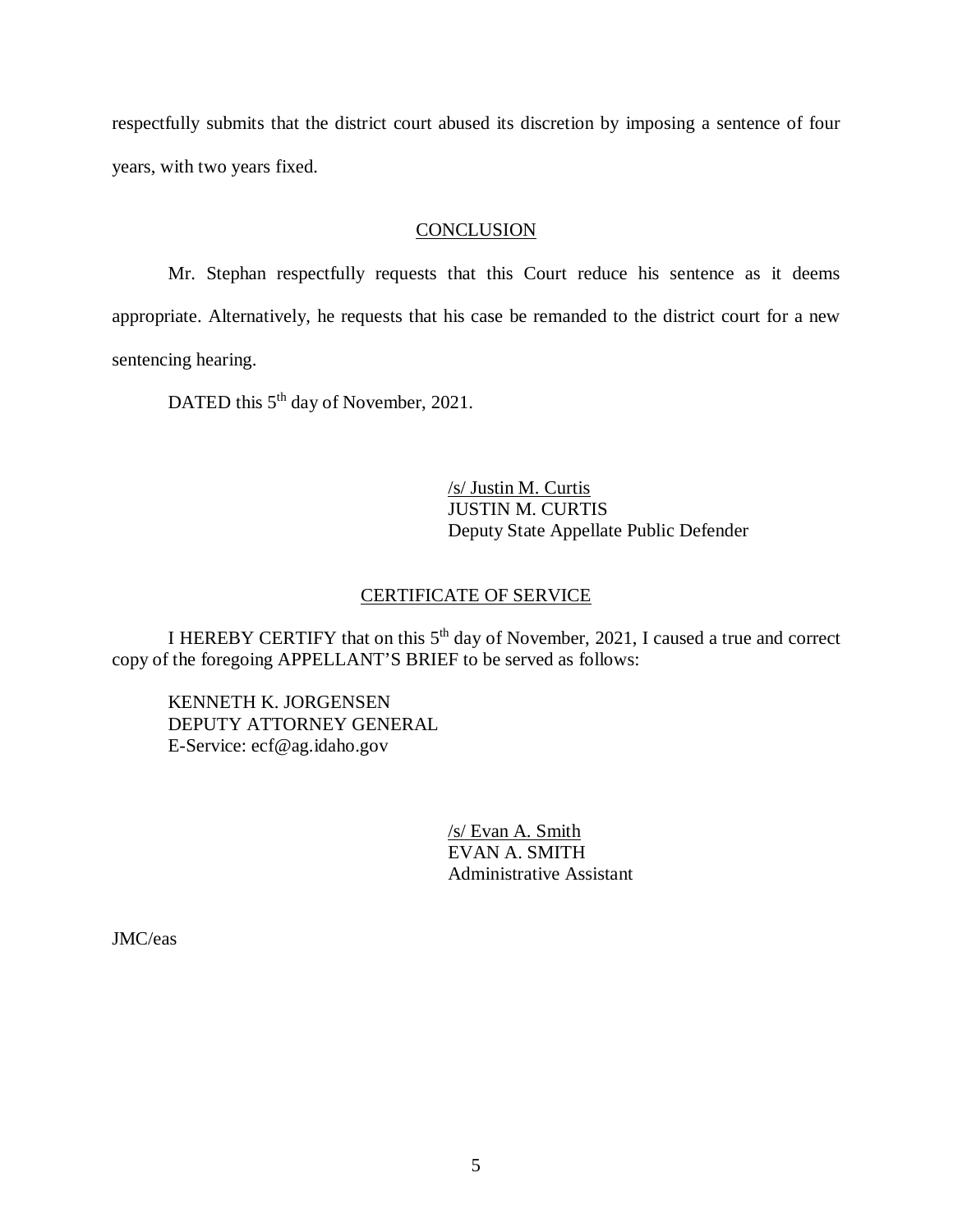respectfully submits that the district court abused its discretion by imposing a sentence of four years, with two years fixed.

## CONCLUSION

Mr. Stephan respectfully requests that this Court reduce his sentence as it deems appropriate. Alternatively, he requests that his case be remanded to the district court for a new sentencing hearing.

DATED this 5th day of November, 2021.

/s/ Justin M. Curtis
JUSTIN M. CURTIS
Deputy State Appellate Public Defender

## CERTIFICATE OF SERVICE

I HEREBY CERTIFY that on this 5th day of November, 2021, I caused a true and correct copy of the foregoing APPELLANT'S BRIEF to be served as follows:

KENNETH K. JORGENSEN
DEPUTY ATTORNEY GENERAL
E-Service: ecf@ag.idaho.gov

/s/ Evan A. Smith
EVAN A. SMITH
Administrative Assistant

JMC/eas